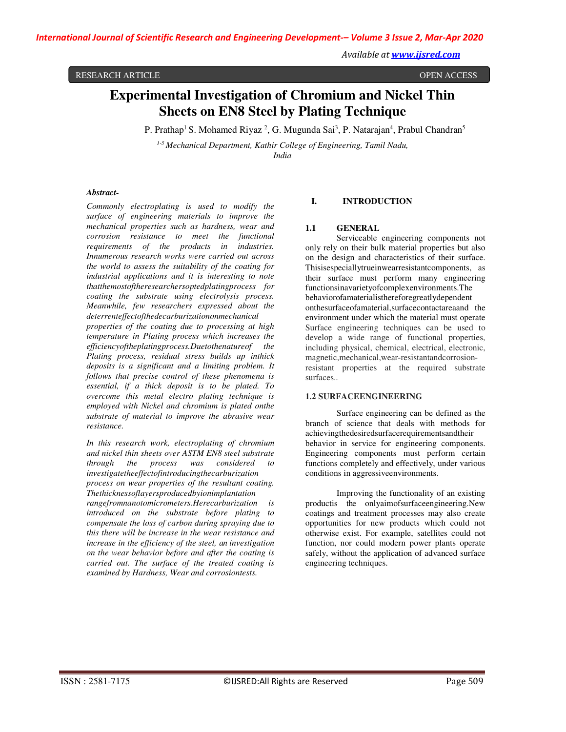RESEARCH ARTICLE OPEN ACCESS

# Experimental Investigation of Chromium and Nickel Thin Sheets on EN8 Steel by Plating Technique

P. Prathap[1] S. Mohamed Riyaz [2], G. Mugunda Sai[3], P. Natarajan[4], Prabul Chandran[5]

[1-5] *Mechanical Department, Kathir College of Engineering, Tamil Nadu, India*

***Abstract-***

*Commonly electroplating is used to modify the surface of engineering materials to improve the mechanical properties such as hardness, wear and corrosion resistance to meet the functional requirements of the products in industries. Innumerous research works were carried out across the world to assess the suitability of the coating for industrial applications and it is interesting to note thatthemostoftheresearchersoptedplatingprocess for coating the substrate using electrolysis process. Meanwhile, few researchers expressed about the deterrenteffectofthedecarburizationonmechanical properties of the coating due to processing at high temperature in Plating process which increases the efficiencyoftheplatingprocess.Duetothenatureof the Plating process, residual stress builds up inthick deposits is a significant and a limiting problem. It follows that precise control of these phenomena is essential, if a thick deposit is to be plated. To overcome this metal electro plating technique is employed with Nickel and chromium is plated onthe substrate of material to improve the abrasive wear resistance.*

*In this research work, electroplating of chromium and nickel thin sheets over ASTM EN8 steel substrate through the process was considered to investigatetheeffectofintroducingthecarburization process on wear properties of the resultant coating. Thethicknessoflayersproducedbyionimplantation rangefromnanotomicrometers.Herecarburization is introduced on the substrate before plating to compensate the loss of carbon during spraying due to this there will be increase in the wear resistance and increase in the efficiency of the steel, an investigation on the wear behavior before and after the coating is carried out. The surface of the treated coating is examined by Hardness, Wear and corrosiontests.*

## I. INTRODUCTION

### 1.1 GENERAL

Serviceable engineering components not only rely on their bulk material properties but also on the design and characteristics of their surface. Thisisespeciallytrueinwearresistantcomponents, as their surface must perform many engineering functionsinavarietyofcomplexenvironments.The behaviorofamaterialisthereforegreatlydependent onthesurfaceofamaterial,surfacecontactareaand the environment under which the material must operate Surface engineering techniques can be used to develop a wide range of functional properties, including physical, chemical, electrical, electronic, magnetic,mechanical,wear-resistantandcorrosion-resistant properties at the required substrate surfaces..

### 1.2 SURFACEENGINEERING

Surface engineering can be defined as the branch of science that deals with methods for achievingthedesiredsurfacerequirementsandtheir behavior in service for engineering components. Engineering components must perform certain functions completely and effectively, under various conditions in aggressiveenvironments.

Improving the functionality of an existing productis the onlyaimofsurfaceengineering.New coatings and treatment processes may also create opportunities for new products which could not otherwise exist. For example, satellites could not function, nor could modern power plants operate safely, without the application of advanced surface engineering techniques.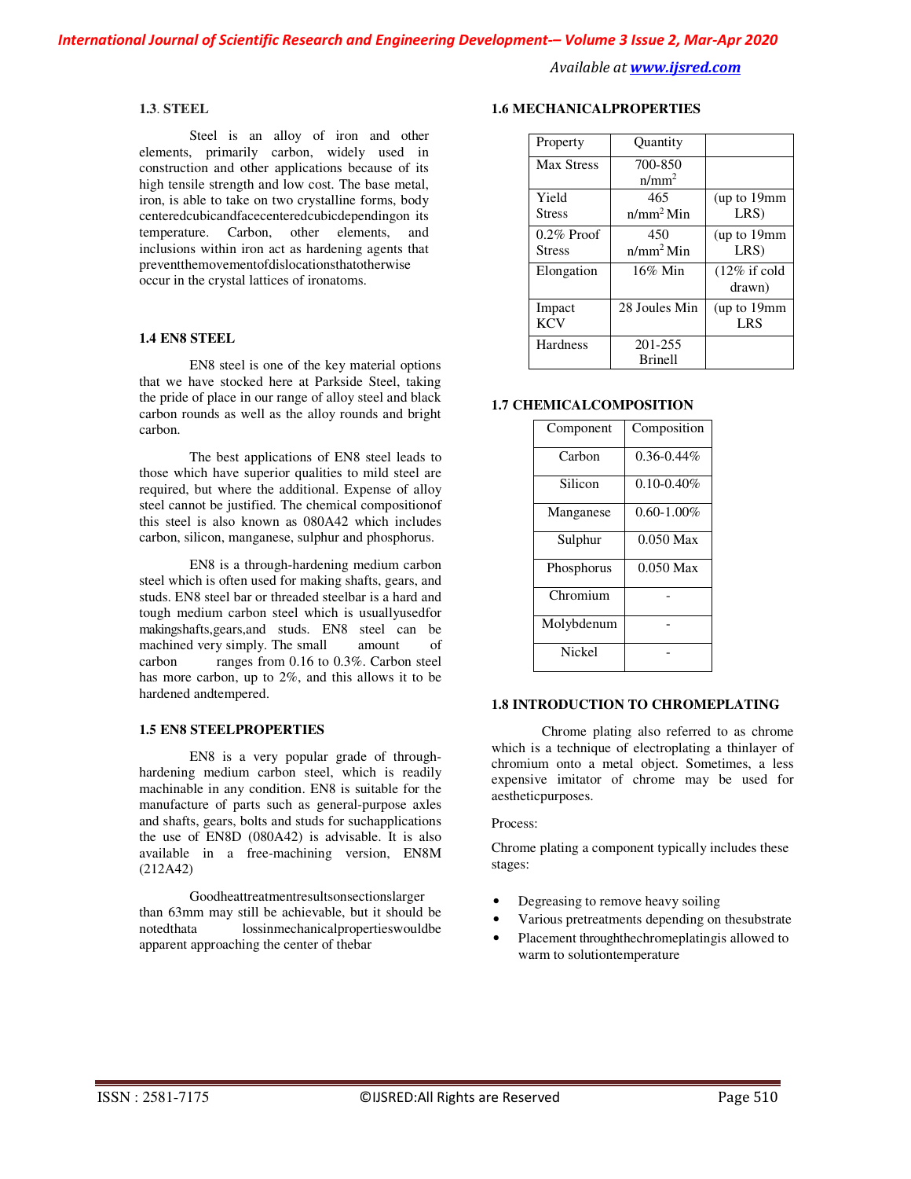### 1.3. STEEL

Steel is an alloy of iron and other elements, primarily carbon, widely used in construction and other applications because of its high tensile strength and low cost. The base metal, iron, is able to take on two crystalline forms, body centeredcubicandfacecenteredcubicdependingon its temperature. Carbon, other elements, and inclusions within iron act as hardening agents that preventthemovementofdislocationsthatotherwise occur in the crystal lattices of ironatoms.

### 1.4 EN8 STEEL

EN8 steel is one of the key material options that we have stocked here at Parkside Steel, taking the pride of place in our range of alloy steel and black carbon rounds as well as the alloy rounds and bright carbon.

The best applications of EN8 steel leads to those which have superior qualities to mild steel are required, but where the additional. Expense of alloy steel cannot be justified. The chemical compositionof this steel is also known as 080A42 which includes carbon, silicon, manganese, sulphur and phosphorus.

EN8 is a through-hardening medium carbon steel which is often used for making shafts, gears, and studs. EN8 steel bar or threaded steelbar is a hard and tough medium carbon steel which is usuallyusedfor makingshafts,gears,and studs. EN8 steel can be machined very simply. The small amount of carbon ranges from 0.16 to 0.3%. Carbon steel has more carbon, up to 2%, and this allows it to be hardened andtempered.

### 1.5 EN8 STEELPROPERTIES

EN8 is a very popular grade of through-hardening medium carbon steel, which is readily machinable in any condition. EN8 is suitable for the manufacture of parts such as general-purpose axles and shafts, gears, bolts and studs for suchapplications the use of EN8D (080A42) is advisable. It is also available in a free-machining version, EN8M (212A42)

Goodheattreatmentresultsonsectionslarger than 63mm may still be achievable, but it should be notedthata lossinmechanicalpropertieswouldbe apparent approaching the center of thebar

### 1.6 MECHANICALPROPERTIES

| Property | Quantity | |
|---|---|---|
| Max Stress | 700-850 n/mm$^2$ | |
| Yield Stress | 465 n/mm$^2$ Min | (up to 19mm LRS) |
| 0.2% Proof Stress | 450 n/mm$^2$ Min | (up to 19mm LRS) |
| Elongation | 16% Min | (12% if cold drawn) |
| Impact KCV | 28 Joules Min | (up to 19mm LRS |
| Hardness | 201-255 Brinell | |

### 1.7 CHEMICALCOMPOSITION

| Component | Composition |
|---|---|
| Carbon | 0.36-0.44% |
| Silicon | 0.10-0.40% |
| Manganese | 0.60-1.00% |
| Sulphur | 0.050 Max |
| Phosphorus | 0.050 Max |
| Chromium | - |
| Molybdenum | - |
| Nickel | - |

### 1.8 INTRODUCTION TO CHROMEPLATING

Chrome plating also referred to as chrome which is a technique of electroplating a thinlayer of chromium onto a metal object. Sometimes, a less expensive imitator of chrome may be used for aestheticpurposes.

Process:

Chrome plating a component typically includes these stages:

- Degreasing to remove heavy soiling
- Various pretreatments depending on thesubstrate
- Placement throughthechromeplatingis allowed to warm to solutiontemperature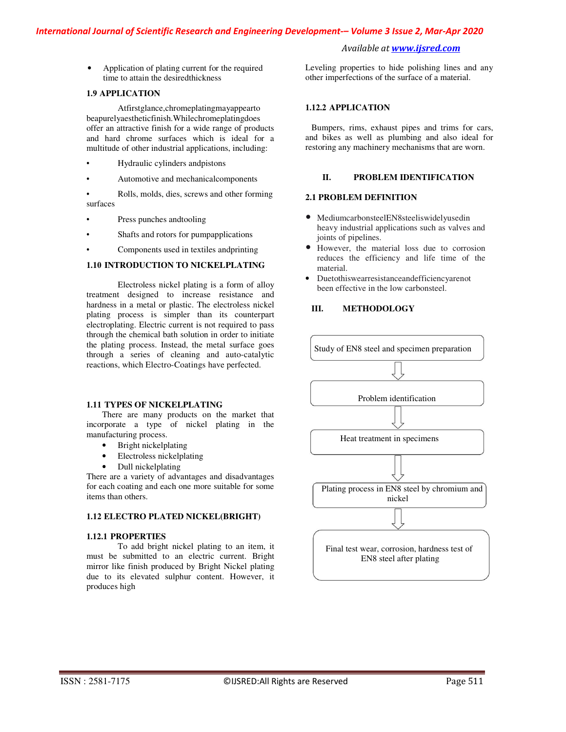- Application of plating current for the required time to attain the desiredthickness

### 1.9 APPLICATION

Atfirstglance,chromeplatingmayappearto beapurelyaestheticfinish.Whilechromeplatingdoes offer an attractive finish for a wide range of products and hard chrome surfaces which is ideal for a multitude of other industrial applications, including:

- Hydraulic cylinders andpistons
- Automotive and mechanicalcomponents
- Rolls, molds, dies, screws and other forming surfaces
- Press punches andtooling
- Shafts and rotors for pumpapplications
- Components used in textiles andprinting

### 1.10 INTRODUCTION TO NICKELPLATING

Electroless nickel plating is a form of alloy treatment designed to increase resistance and hardness in a metal or plastic. The electroless nickel plating process is simpler than its counterpart electroplating. Electric current is not required to pass through the chemical bath solution in order to initiate the plating process. Instead, the metal surface goes through a series of cleaning and auto-catalytic reactions, which Electro-Coatings have perfected.

### 1.11 TYPES OF NICKELPLATING

There are many products on the market that incorporate a type of nickel plating in the manufacturing process.

- Bright nickelplating
- Electroless nickelplating
- Dull nickelplating

There are a variety of advantages and disadvantages for each coating and each one more suitable for some items than others.

### 1.12 ELECTRO PLATED NICKEL(BRIGHT)

#### 1.12.1 PROPERTIES

To add bright nickel plating to an item, it must be submitted to an electric current. Bright mirror like finish produced by Bright Nickel plating due to its elevated sulphur content. However, it produces high Leveling properties to hide polishing lines and any other imperfections of the surface of a material.

#### 1.12.2 APPLICATION

Bumpers, rims, exhaust pipes and trims for cars, and bikes as well as plumbing and also ideal for restoring any machinery mechanisms that are worn.

## II. PROBLEM IDENTIFICATION

### 2.1 PROBLEM DEFINITION

- MediumcarbonsteelEN8steeliswidelyusedin heavy industrial applications such as valves and joints of pipelines.
- However, the material loss due to corrosion reduces the efficiency and life time of the material.
- Duetothiswearresistanceandefficiencyarenot been effective in the low carbonsteel.

## III. METHODOLOGY

Study of EN8 steel and specimen preparation

⇩

Problem identification

⇩

Heat treatment in specimens

⇩

Plating process in EN8 steel by chromium and nickel

⇩

Final test wear, corrosion, hardness test of EN8 steel after plating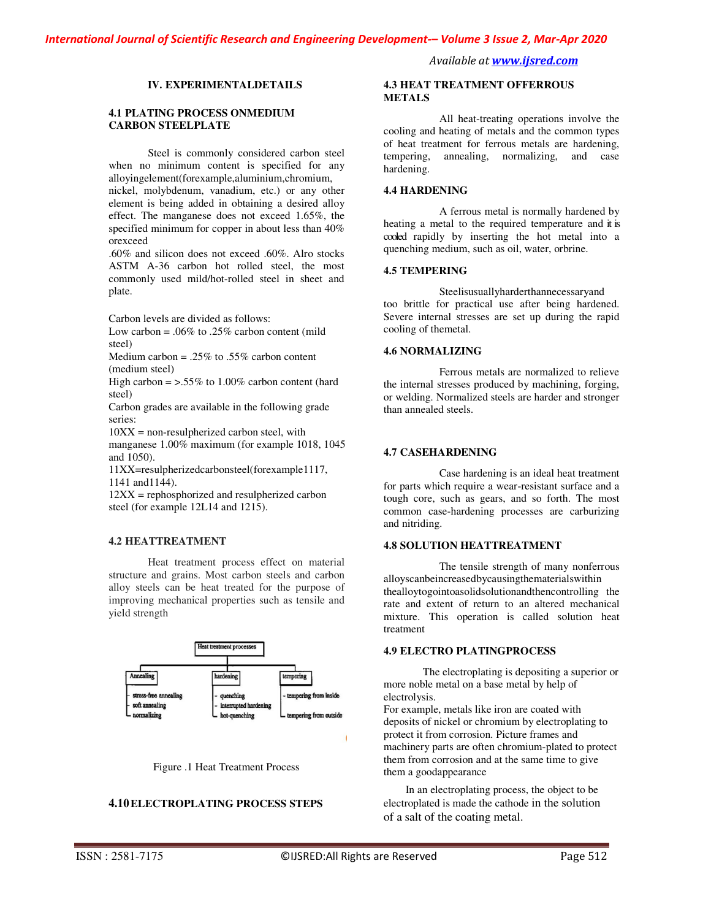## IV. EXPERIMENTALDETAILS

### 4.1 PLATING PROCESS ONMEDIUM CARBON STEELPLATE

Steel is commonly considered carbon steel when no minimum content is specified for any alloyingelement(forexample,aluminium,chromium, nickel, molybdenum, vanadium, etc.) or any other element is being added in obtaining a desired alloy effect. The manganese does not exceed 1.65%, the specified minimum for copper in about less than 40% orexceed .60% and silicon does not exceed .60%. Alro stocks ASTM A-36 carbon hot rolled steel, the most commonly used mild/hot-rolled steel in sheet and plate.

Carbon levels are divided as follows:
Low carbon = .06% to .25% carbon content (mild steel)
Medium carbon = .25% to .55% carbon content (medium steel)
High carbon = >.55% to 1.00% carbon content (hard steel)
Carbon grades are available in the following grade series:
10XX = non-resulpherized carbon steel, with manganese 1.00% maximum (for example 1018, 1045 and 1050).
11XX=resulpherizedcarbonsteel(forexample1117, 1141 and1144).
12XX = rephosphorized and resulpherized carbon steel (for example 12L14 and 1215).

### 4.2 HEATTREATMENT

Heat treatment process effect on material structure and grains. Most carbon steels and carbon alloy steels can be heat treated for the purpose of improving mechanical properties such as tensile and yield strength

Heat treatment processes
- Annealing
  - stress-free annealing
  - soft annealing
  - normalizing
- hardening
  - quenching
  - interrupted hardening
  - hot-quenching
- tempering
  - tempering from inside
  - tempering from outside

Figure .1 Heat Treatment Process

### 4.10 ELECTROPLATING PROCESS STEPS

### 4.3 HEAT TREATMENT OFFERROUS METALS

All heat-treating operations involve the cooling and heating of metals and the common types of heat treatment for ferrous metals are hardening, tempering, annealing, normalizing, and case hardening.

### 4.4 HARDENING

A ferrous metal is normally hardened by heating a metal to the required temperature and it is cooled rapidly by inserting the hot metal into a quenching medium, such as oil, water, orbrine.

### 4.5 TEMPERING

Steelisusuallyharderthannecessaryand too brittle for practical use after being hardened. Severe internal stresses are set up during the rapid cooling of themetal.

### 4.6 NORMALIZING

Ferrous metals are normalized to relieve the internal stresses produced by machining, forging, or welding. Normalized steels are harder and stronger than annealed steels.

### 4.7 CASEHARDENING

Case hardening is an ideal heat treatment for parts which require a wear-resistant surface and a tough core, such as gears, and so forth. The most common case-hardening processes are carburizing and nitriding.

### 4.8 SOLUTION HEATTREATMENT

The tensile strength of many nonferrous alloyscanbeincreasedbycausingthematerialswithin thealloytogointoasolidsolutionandthencontrolling the rate and extent of return to an altered mechanical mixture. This operation is called solution heat treatment

### 4.9 ELECTRO PLATINGPROCESS

The electroplating is depositing a superior or more noble metal on a base metal by help of electrolysis.
For example, metals like iron are coated with deposits of nickel or chromium by electroplating to protect it from corrosion. Picture frames and machinery parts are often chromium-plated to protect them from corrosion and at the same time to give them a goodappearance

In an electroplating process, the object to be electroplated is made the cathode in the solution of a salt of the coating metal.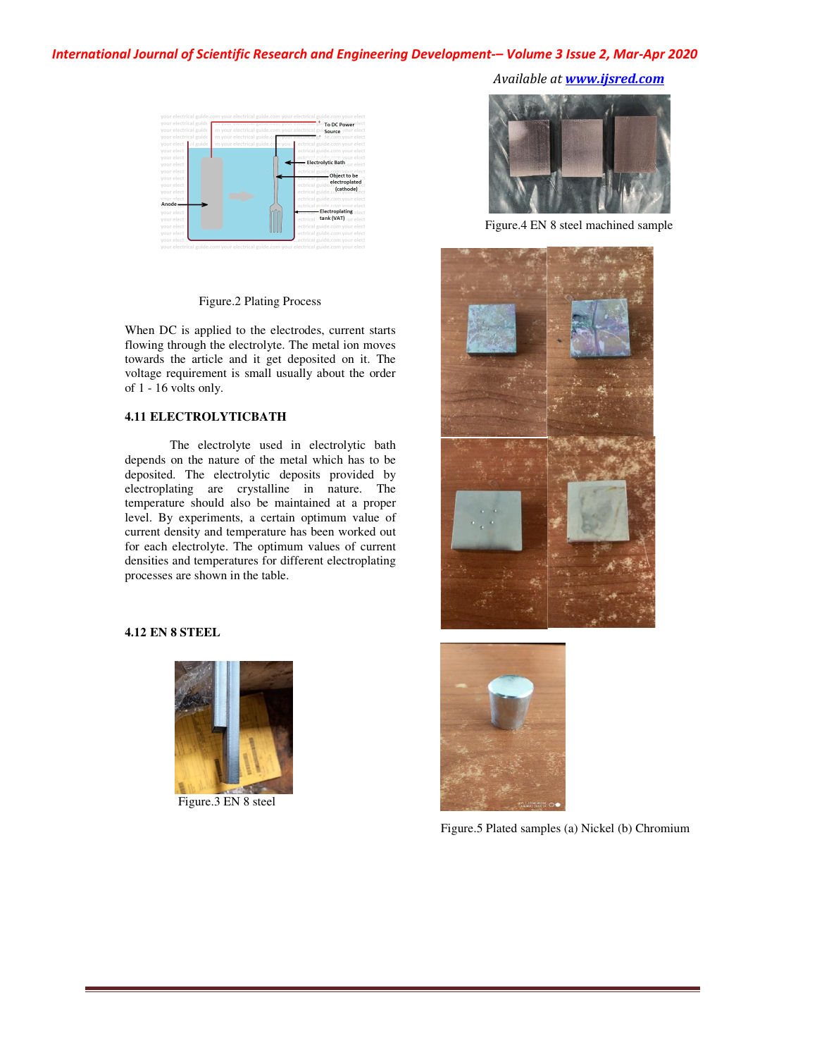Figure.2 Plating Process

When DC is applied to the electrodes, current starts flowing through the electrolyte. The metal ion moves towards the article and it get deposited on it. The voltage requirement is small usually about the order of 1 - 16 volts only.

### 4.11 ELECTROLYTICBATH

The electrolyte used in electrolytic bath depends on the nature of the metal which has to be deposited. The electrolytic deposits provided by electroplating are crystalline in nature. The temperature should also be maintained at a proper level. By experiments, a certain optimum value of current density and temperature has been worked out for each electrolyte. The optimum values of current densities and temperatures for different electroplating processes are shown in the table.

### 4.12 EN 8 STEEL

Figure.3 EN 8 steel

Figure.4 EN 8 steel machined sample

Figure.5 Plated samples (a) Nickel (b) Chromium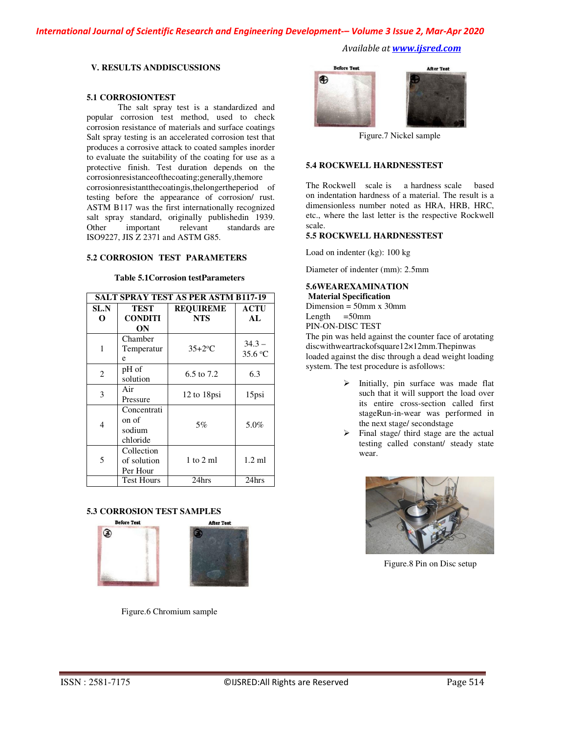## V. RESULTS ANDDISCUSSIONS

### 5.1 CORROSIONTEST

The salt spray test is a standardized and popular corrosion test method, used to check corrosion resistance of materials and surface coatings Salt spray testing is an accelerated corrosion test that produces a corrosive attack to coated samples inorder to evaluate the suitability of the coating for use as a protective finish. Test duration depends on the corrosionresistanceofthecoating;generally,themore corrosionresistantthecoatingis,thelongertheperiod of testing before the appearance of corrosion/ rust. ASTM B117 was the first internationally recognized salt spray standard, originally publishedin 1939. Other important relevant standards are ISO9227, JIS Z 2371 and ASTM G85.

### 5.2 CORROSION TEST PARAMETERS

**Table 5.1Corrosion testParameters**

| SALT SPRAY TEST AS PER ASTM B117-19 | | | |
|---|---|---|---|
| SL.NO | TEST CONDITION | REQUIREMENTS | ACTUAL |
| 1 | Chamber Temperature | 35+2°C | 34.3 – 35.6 °C |
| 2 | pH of solution | 6.5 to 7.2 | 6.3 |
| 3 | Air Pressure | 12 to 18psi | 15psi |
| 4 | Concentration of sodium chloride | 5% | 5.0% |
| 5 | Collection of solution Per Hour | 1 to 2 ml | 1.2 ml |
| | Test Hours | 24hrs | 24hrs |

### 5.3 CORROSION TEST SAMPLES

Before Test After Test

Figure.6 Chromium sample

Before Test After Test

Figure.7 Nickel sample

### 5.4 ROCKWELL HARDNESSTEST

The Rockwell scale is a hardness scale based on indentation hardness of a material. The result is a dimensionless number noted as HRA, HRB, HRC, etc., where the last letter is the respective Rockwell scale.

### 5.5 ROCKWELL HARDNESSTEST

Load on indenter (kg): 100 kg

Diameter of indenter (mm): 2.5mm

### 5.6WEAREXAMINATION

**Material Specification**

Dimension = 50mm x 30mm

Length =50mm

PIN-ON-DISC TEST

The pin was held against the counter face of arotating discwithweartrackofsquare12×12mm.Thepinwas loaded against the disc through a dead weight loading system. The test procedure is asfollows:

- Initially, pin surface was made flat such that it will support the load over its entire cross-section called first stageRun-in-wear was performed in the next stage/ secondstage
- Final stage/ third stage are the actual testing called constant/ steady state wear.

Figure.8 Pin on Disc setup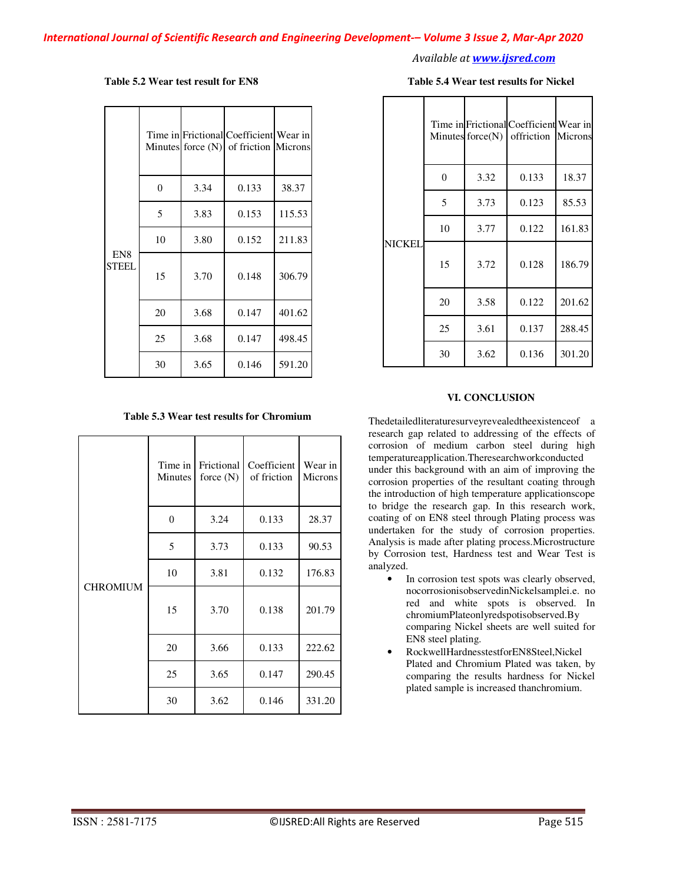**Table 5.2 Wear test result for EN8**

| | Time in Minutes | Frictional force (N) | Coefficient of friction | Wear in Microns |
|---|---|---|---|---|
| EN8 STEEL | 0 | 3.34 | 0.133 | 38.37 |
| | 5 | 3.83 | 0.153 | 115.53 |
| | 10 | 3.80 | 0.152 | 211.83 |
| | 15 | 3.70 | 0.148 | 306.79 |
| | 20 | 3.68 | 0.147 | 401.62 |
| | 25 | 3.68 | 0.147 | 498.45 |
| | 30 | 3.65 | 0.146 | 591.20 |

**Table 5.3 Wear test results for Chromium**

| | Time in Minutes | Frictional force (N) | Coefficient of friction | Wear in Microns |
|---|---|---|---|---|
| CHROMIUM | 0 | 3.24 | 0.133 | 28.37 |
| | 5 | 3.73 | 0.133 | 90.53 |
| | 10 | 3.81 | 0.132 | 176.83 |
| | 15 | 3.70 | 0.138 | 201.79 |
| | 20 | 3.66 | 0.133 | 222.62 |
| | 25 | 3.65 | 0.147 | 290.45 |
| | 30 | 3.62 | 0.146 | 331.20 |

**Table 5.4 Wear test results for Nickel**

| | Time in Minutes | Frictional force(N) | Coefficient offriction | Wear in Microns |
|---|---|---|---|---|
| NICKEL | 0 | 3.32 | 0.133 | 18.37 |
| | 5 | 3.73 | 0.123 | 85.53 |
| | 10 | 3.77 | 0.122 | 161.83 |
| | 15 | 3.72 | 0.128 | 186.79 |
| | 20 | 3.58 | 0.122 | 201.62 |
| | 25 | 3.61 | 0.137 | 288.45 |
| | 30 | 3.62 | 0.136 | 301.20 |

## VI. CONCLUSION

Thedetailedliteraturesurveyrevealedtheexistenceof a research gap related to addressing of the effects of corrosion of medium carbon steel during high temperatureapplication.Theresearchworkconducted under this background with an aim of improving the corrosion properties of the resultant coating through the introduction of high temperature applicationscope to bridge the research gap. In this research work, coating of on EN8 steel through Plating process was undertaken for the study of corrosion properties. Analysis is made after plating process.Microstructure by Corrosion test, Hardness test and Wear Test is analyzed.

- In corrosion test spots was clearly observed, nocorrosionisobservedinNickelsamplei.e. no red and white spots is observed. In chromiumPlateonlyredspotisobserved.By comparing Nickel sheets are well suited for EN8 steel plating.
- RockwellHardnesstestforEN8Steel,Nickel Plated and Chromium Plated was taken, by comparing the results hardness for Nickel plated sample is increased thanchromium.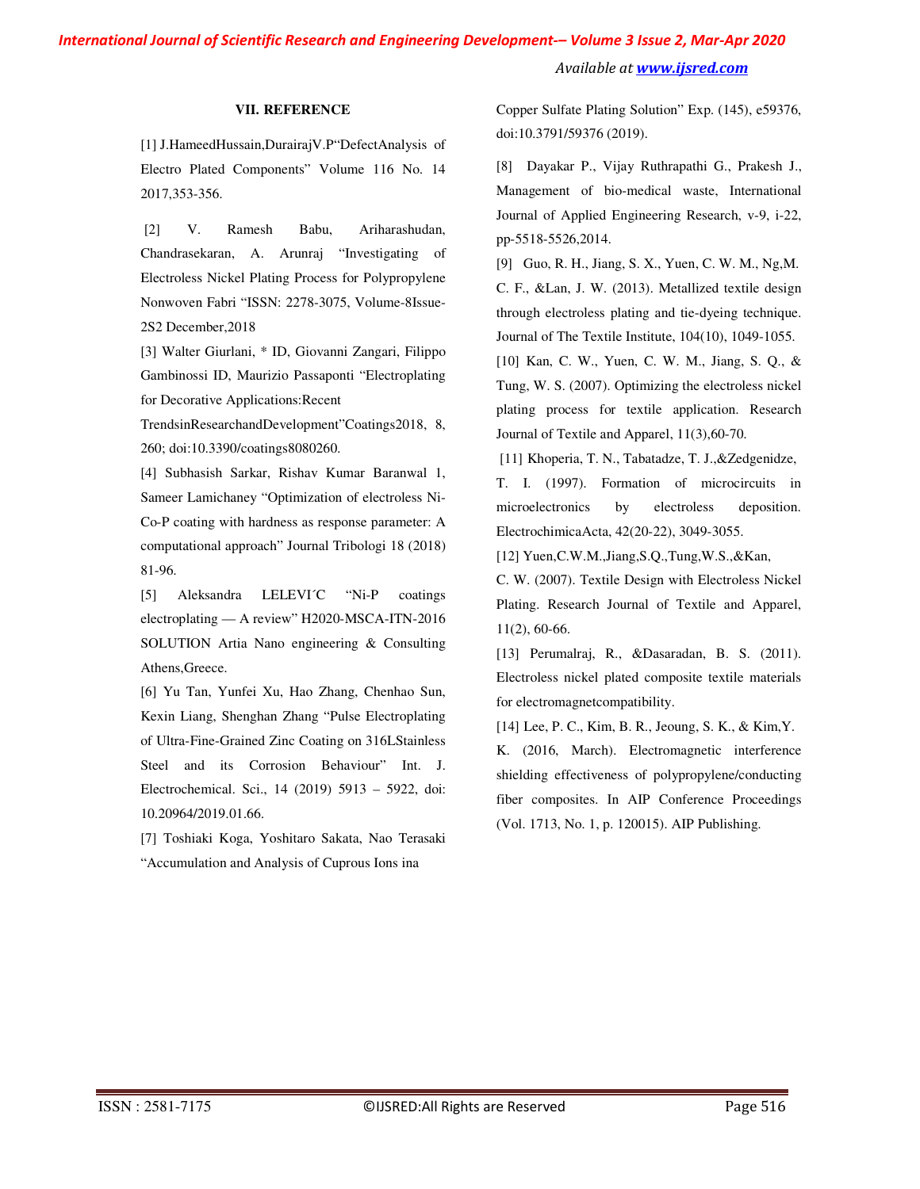### VII. REFERENCE

[1] J.HameedHussain,DurairajV.P"DefectAnalysis of Electro Plated Components" Volume 116 No. 14 2017,353-356.

[2] V. Ramesh Babu, Ariharashudan, Chandrasekaran, A. Arunraj "Investigating of Electroless Nickel Plating Process for Polypropylene Nonwoven Fabri "ISSN: 2278-3075, Volume-8Issue-2S2 December,2018

[3] Walter Giurlani, * ID, Giovanni Zangari, Filippo Gambinossi ID, Maurizio Passaponti "Electroplating for Decorative Applications:Recent TrendsinResearchandDevelopment"Coatings2018, 8, 260; doi:10.3390/coatings8080260.

[4] Subhasish Sarkar, Rishav Kumar Baranwal 1, Sameer Lamichaney "Optimization of electroless Ni-Co-P coating with hardness as response parameter: A computational approach" Journal Tribologi 18 (2018) 81-96.

[5] Aleksandra LELEVI´C "Ni-P coatings electroplating — A review" H2020-MSCA-ITN-2016 SOLUTION Artia Nano engineering & Consulting Athens,Greece.

[6] Yu Tan, Yunfei Xu, Hao Zhang, Chenhao Sun, Kexin Liang, Shenghan Zhang "Pulse Electroplating of Ultra-Fine-Grained Zinc Coating on 316LStainless Steel and its Corrosion Behaviour" Int. J. Electrochemical. Sci., 14 (2019) 5913 – 5922, doi: 10.20964/2019.01.66.

[7] Toshiaki Koga, Yoshitaro Sakata, Nao Terasaki "Accumulation and Analysis of Cuprous Ions ina Copper Sulfate Plating Solution" Exp. (145), e59376, doi:10.3791/59376 (2019).

[8] Dayakar P., Vijay Ruthrapathi G., Prakesh J., Management of bio-medical waste, International Journal of Applied Engineering Research, v-9, i-22, pp-5518-5526,2014.

[9] Guo, R. H., Jiang, S. X., Yuen, C. W. M., Ng,M. C. F., &Lan, J. W. (2013). Metallized textile design through electroless plating and tie-dyeing technique. Journal of The Textile Institute, 104(10), 1049-1055.

[10] Kan, C. W., Yuen, C. W. M., Jiang, S. Q., & Tung, W. S. (2007). Optimizing the electroless nickel plating process for textile application. Research Journal of Textile and Apparel, 11(3),60-70.

[11] Khoperia, T. N., Tabatadze, T. J.,&Zedgenidze, T. I. (1997). Formation of microcircuits in microelectronics by electroless deposition. ElectrochimicaActa, 42(20-22), 3049-3055.

[12] Yuen,C.W.M.,Jiang,S.Q.,Tung,W.S.,&Kan, C. W. (2007). Textile Design with Electroless Nickel Plating. Research Journal of Textile and Apparel, 11(2), 60-66.

[13] Perumalraj, R., &Dasaradan, B. S. (2011). Electroless nickel plated composite textile materials for electromagnetcompatibility.

[14] Lee, P. C., Kim, B. R., Jeoung, S. K., & Kim,Y. K. (2016, March). Electromagnetic interference shielding effectiveness of polypropylene/conducting fiber composites. In AIP Conference Proceedings (Vol. 1713, No. 1, p. 120015). AIP Publishing.